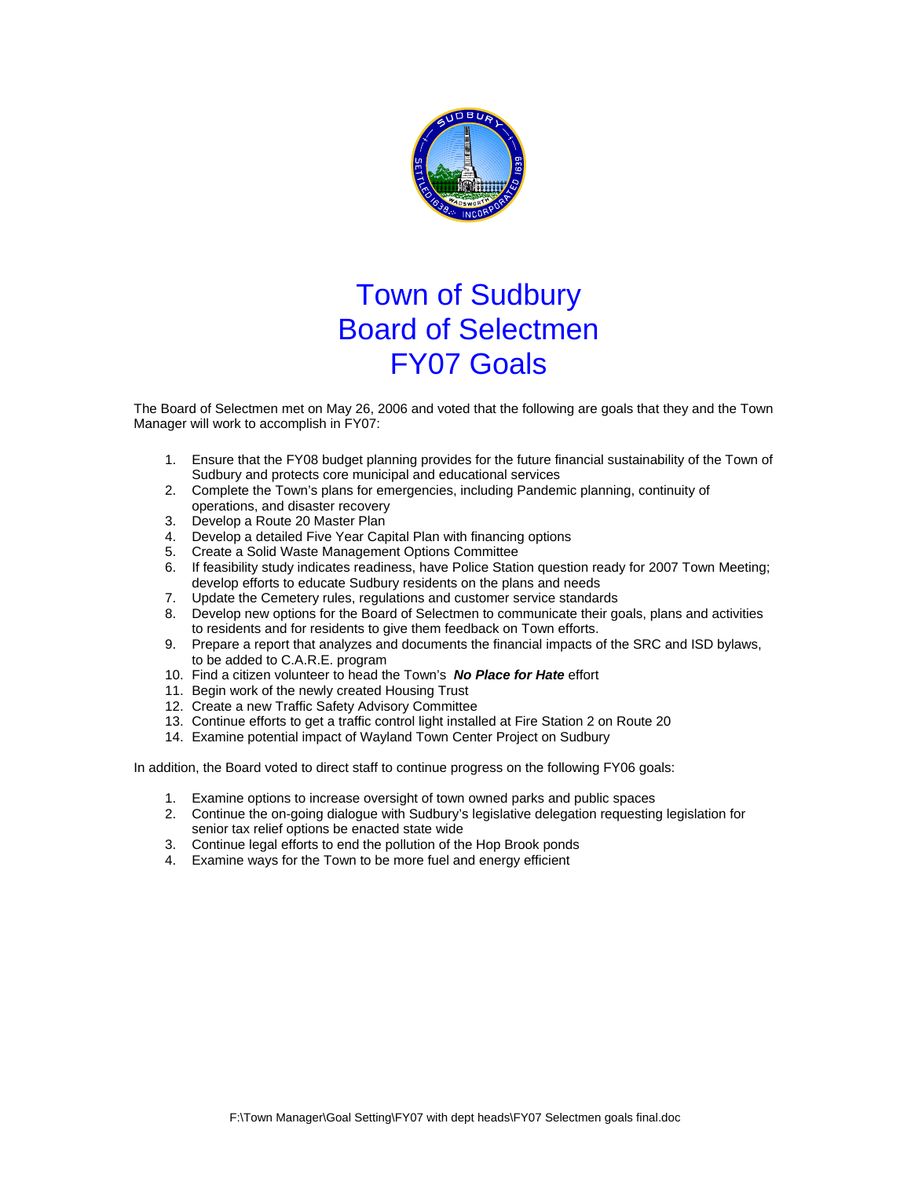# Town of Sudbury
# Board of Selectmen
# FY07 Goals

The Board of Selectmen met on May 26, 2006 and voted that the following are goals that they and the Town Manager will work to accomplish in FY07:

1. Ensure that the FY08 budget planning provides for the future financial sustainability of the Town of Sudbury and protects core municipal and educational services
2. Complete the Town's plans for emergencies, including Pandemic planning, continuity of operations, and disaster recovery
3. Develop a Route 20 Master Plan
4. Develop a detailed Five Year Capital Plan with financing options
5. Create a Solid Waste Management Options Committee
6. If feasibility study indicates readiness, have Police Station question ready for 2007 Town Meeting; develop efforts to educate Sudbury residents on the plans and needs
7. Update the Cemetery rules, regulations and customer service standards
8. Develop new options for the Board of Selectmen to communicate their goals, plans and activities to residents and for residents to give them feedback on Town efforts.
9. Prepare a report that analyzes and documents the financial impacts of the SRC and ISD bylaws, to be added to C.A.R.E. program
10. Find a citizen volunteer to head the Town's ***No Place for Hate*** effort
11. Begin work of the newly created Housing Trust
12. Create a new Traffic Safety Advisory Committee
13. Continue efforts to get a traffic control light installed at Fire Station 2 on Route 20
14. Examine potential impact of Wayland Town Center Project on Sudbury

In addition, the Board voted to direct staff to continue progress on the following FY06 goals:

1. Examine options to increase oversight of town owned parks and public spaces
2. Continue the on-going dialogue with Sudbury's legislative delegation requesting legislation for senior tax relief options be enacted state wide
3. Continue legal efforts to end the pollution of the Hop Brook ponds
4. Examine ways for the Town to be more fuel and energy efficient

F:\Town Manager\Goal Setting\FY07 with dept heads\FY07 Selectmen goals final.doc